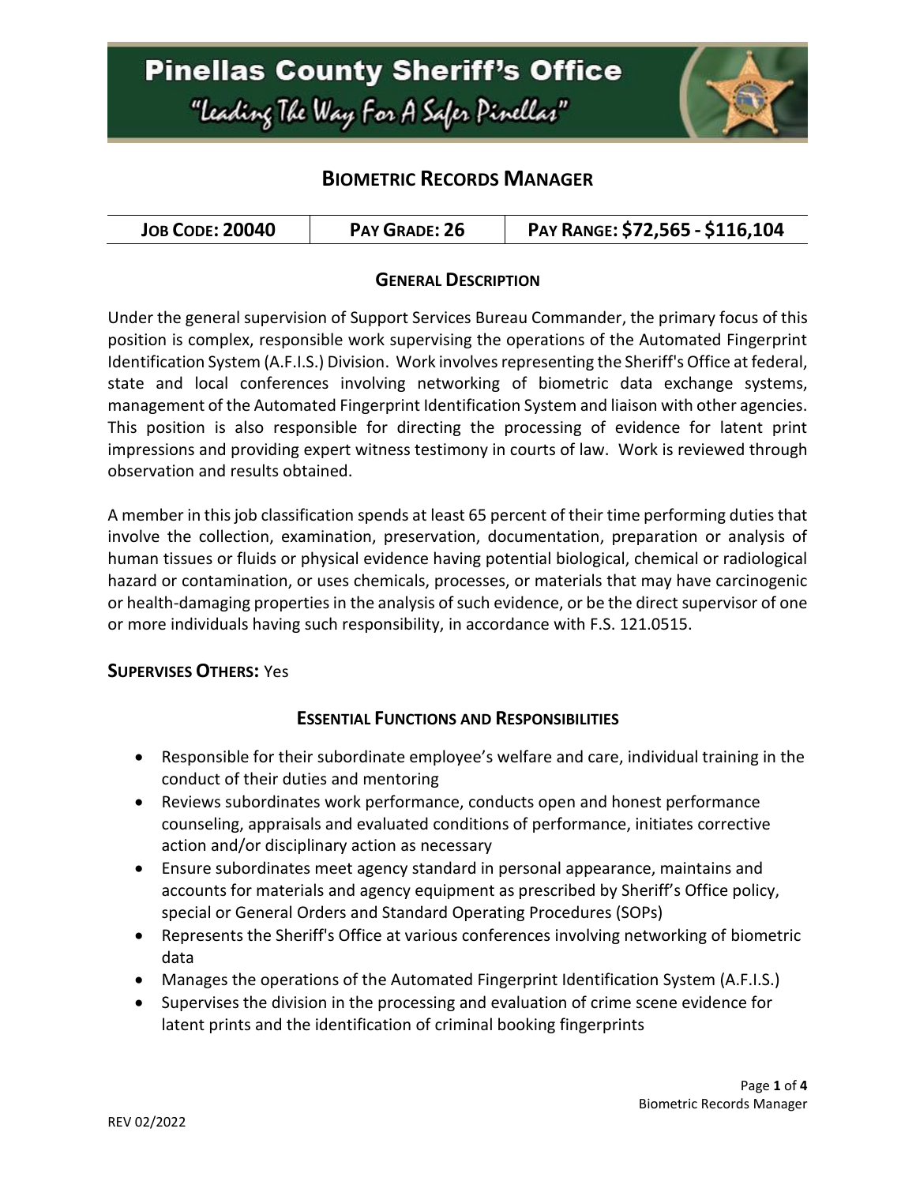# Pinellas County Sheriff's Office

*"Leading The Way For A Safer Pinellas"*

## BIOMETRIC RECORDS MANAGER

| JOB CODE: 20040 | PAY GRADE: 26 | PAY RANGE: $72,565 - $116,104 |
|---|---|---|

### GENERAL DESCRIPTION

Under the general supervision of Support Services Bureau Commander, the primary focus of this position is complex, responsible work supervising the operations of the Automated Fingerprint Identification System (A.F.I.S.) Division. Work involves representing the Sheriff's Office at federal, state and local conferences involving networking of biometric data exchange systems, management of the Automated Fingerprint Identification System and liaison with other agencies. This position is also responsible for directing the processing of evidence for latent print impressions and providing expert witness testimony in courts of law. Work is reviewed through observation and results obtained.

A member in this job classification spends at least 65 percent of their time performing duties that involve the collection, examination, preservation, documentation, preparation or analysis of human tissues or fluids or physical evidence having potential biological, chemical or radiological hazard or contamination, or uses chemicals, processes, or materials that may have carcinogenic or health-damaging properties in the analysis of such evidence, or be the direct supervisor of one or more individuals having such responsibility, in accordance with F.S. 121.0515.

**SUPERVISES OTHERS:** Yes

### ESSENTIAL FUNCTIONS AND RESPONSIBILITIES

- Responsible for their subordinate employee's welfare and care, individual training in the conduct of their duties and mentoring
- Reviews subordinates work performance, conducts open and honest performance counseling, appraisals and evaluated conditions of performance, initiates corrective action and/or disciplinary action as necessary
- Ensure subordinates meet agency standard in personal appearance, maintains and accounts for materials and agency equipment as prescribed by Sheriff's Office policy, special or General Orders and Standard Operating Procedures (SOPs)
- Represents the Sheriff's Office at various conferences involving networking of biometric data
- Manages the operations of the Automated Fingerprint Identification System (A.F.I.S.)
- Supervises the division in the processing and evaluation of crime scene evidence for latent prints and the identification of criminal booking fingerprints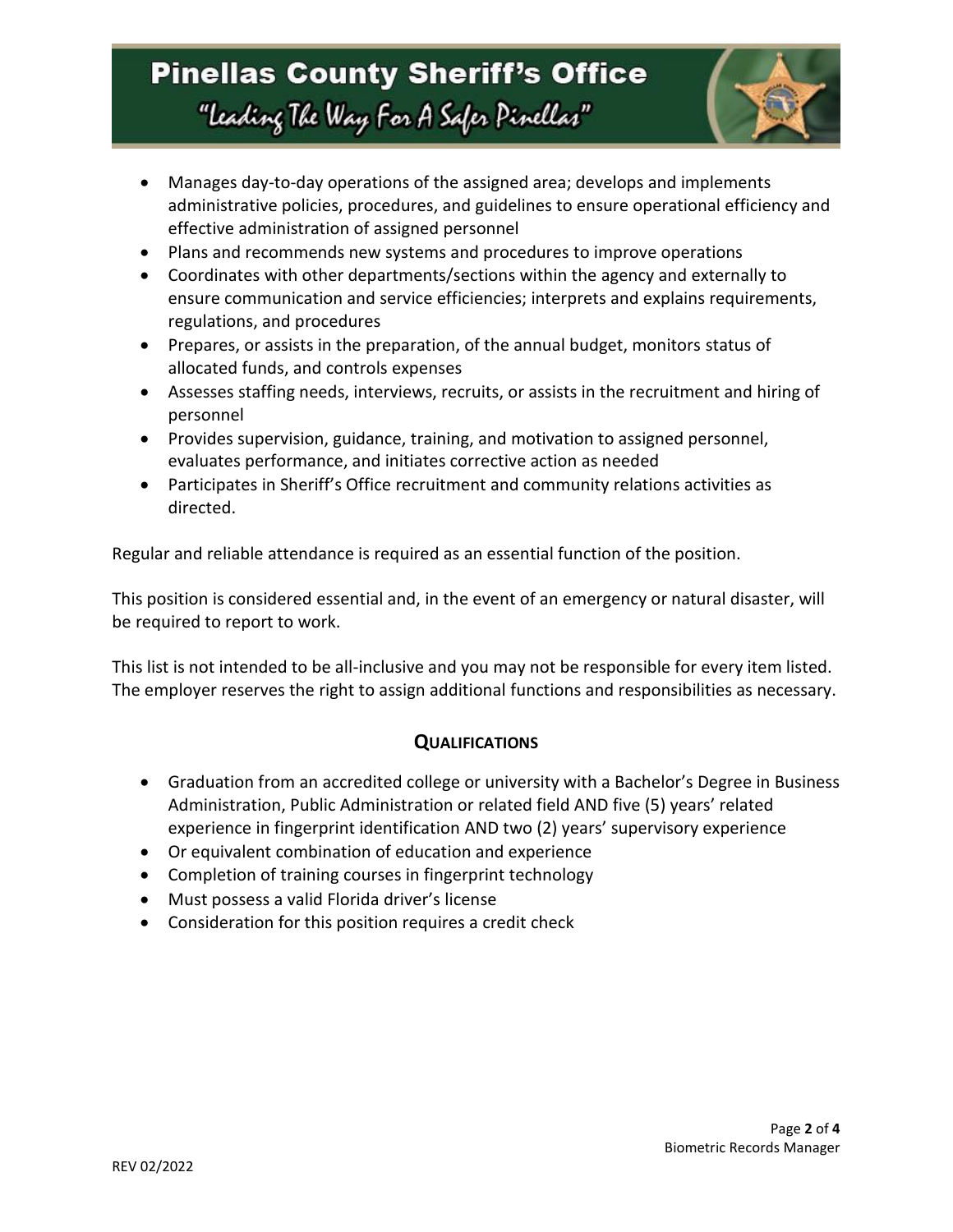- Manages day-to-day operations of the assigned area; develops and implements administrative policies, procedures, and guidelines to ensure operational efficiency and effective administration of assigned personnel
- Plans and recommends new systems and procedures to improve operations
- Coordinates with other departments/sections within the agency and externally to ensure communication and service efficiencies; interprets and explains requirements, regulations, and procedures
- Prepares, or assists in the preparation, of the annual budget, monitors status of allocated funds, and controls expenses
- Assesses staffing needs, interviews, recruits, or assists in the recruitment and hiring of personnel
- Provides supervision, guidance, training, and motivation to assigned personnel, evaluates performance, and initiates corrective action as needed
- Participates in Sheriff's Office recruitment and community relations activities as directed.

Regular and reliable attendance is required as an essential function of the position.

This position is considered essential and, in the event of an emergency or natural disaster, will be required to report to work.

This list is not intended to be all-inclusive and you may not be responsible for every item listed. The employer reserves the right to assign additional functions and responsibilities as necessary.

## QUALIFICATIONS

- Graduation from an accredited college or university with a Bachelor's Degree in Business Administration, Public Administration or related field AND five (5) years' related experience in fingerprint identification AND two (2) years' supervisory experience
- Or equivalent combination of education and experience
- Completion of training courses in fingerprint technology
- Must possess a valid Florida driver's license
- Consideration for this position requires a credit check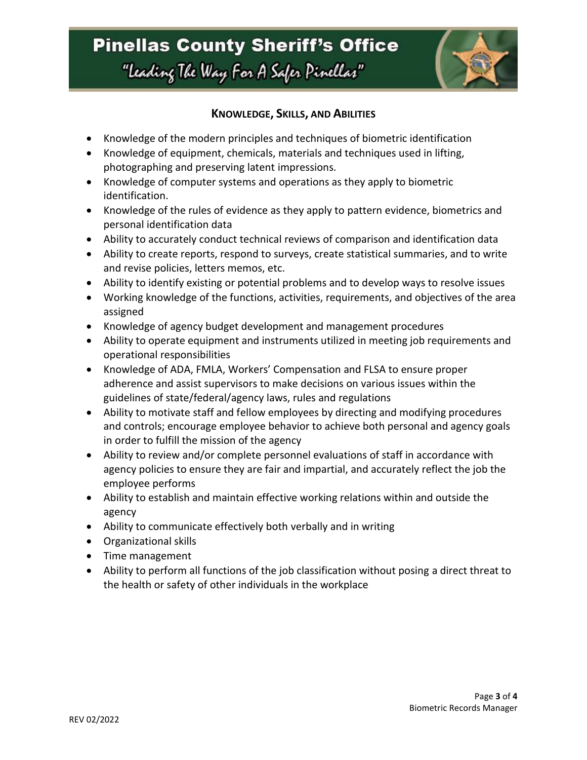## KNOWLEDGE, SKILLS, AND ABILITIES

- Knowledge of the modern principles and techniques of biometric identification
- Knowledge of equipment, chemicals, materials and techniques used in lifting, photographing and preserving latent impressions.
- Knowledge of computer systems and operations as they apply to biometric identification.
- Knowledge of the rules of evidence as they apply to pattern evidence, biometrics and personal identification data
- Ability to accurately conduct technical reviews of comparison and identification data
- Ability to create reports, respond to surveys, create statistical summaries, and to write and revise policies, letters memos, etc.
- Ability to identify existing or potential problems and to develop ways to resolve issues
- Working knowledge of the functions, activities, requirements, and objectives of the area assigned
- Knowledge of agency budget development and management procedures
- Ability to operate equipment and instruments utilized in meeting job requirements and operational responsibilities
- Knowledge of ADA, FMLA, Workers' Compensation and FLSA to ensure proper adherence and assist supervisors to make decisions on various issues within the guidelines of state/federal/agency laws, rules and regulations
- Ability to motivate staff and fellow employees by directing and modifying procedures and controls; encourage employee behavior to achieve both personal and agency goals in order to fulfill the mission of the agency
- Ability to review and/or complete personnel evaluations of staff in accordance with agency policies to ensure they are fair and impartial, and accurately reflect the job the employee performs
- Ability to establish and maintain effective working relations within and outside the agency
- Ability to communicate effectively both verbally and in writing
- Organizational skills
- Time management
- Ability to perform all functions of the job classification without posing a direct threat to the health or safety of other individuals in the workplace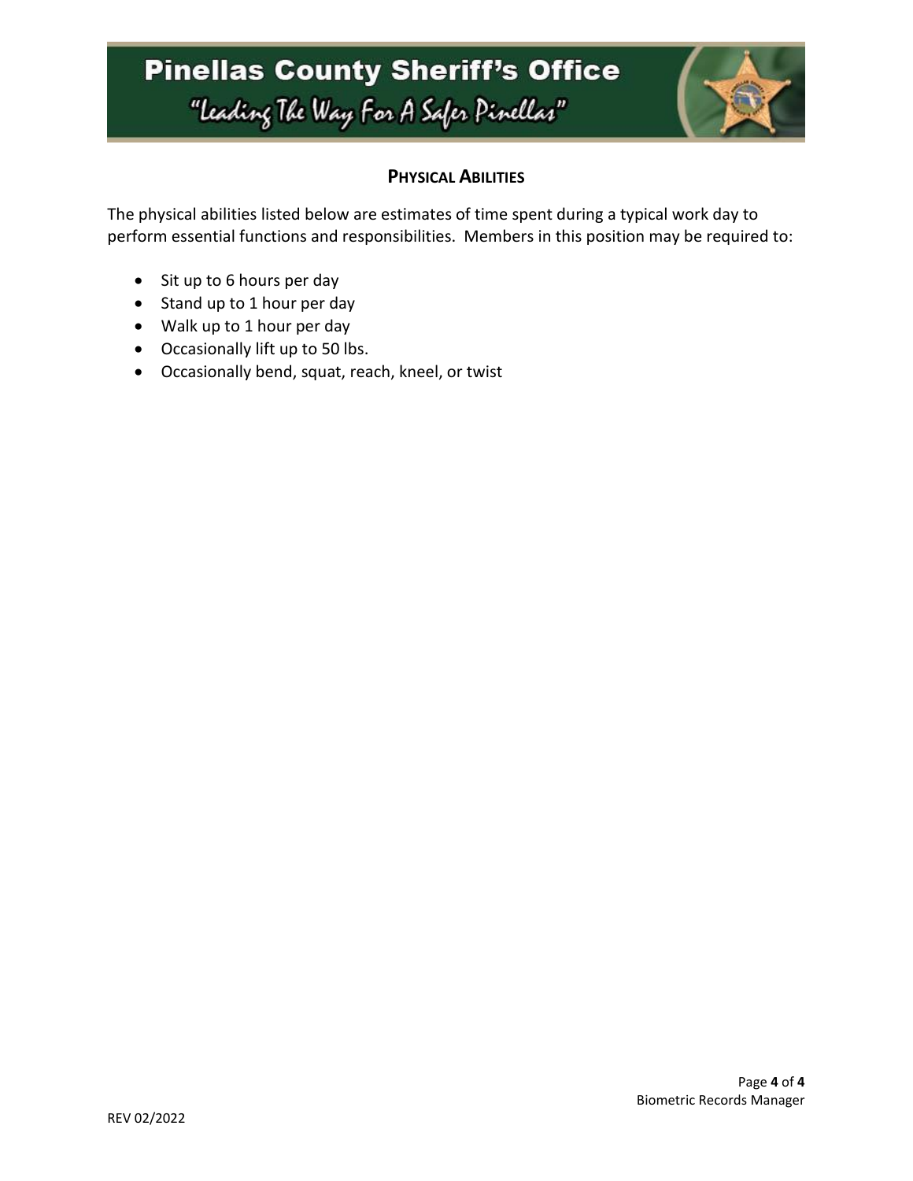## Physical Abilities

The physical abilities listed below are estimates of time spent during a typical work day to perform essential functions and responsibilities. Members in this position may be required to:

- Sit up to 6 hours per day
- Stand up to 1 hour per day
- Walk up to 1 hour per day
- Occasionally lift up to 50 lbs.
- Occasionally bend, squat, reach, kneel, or twist